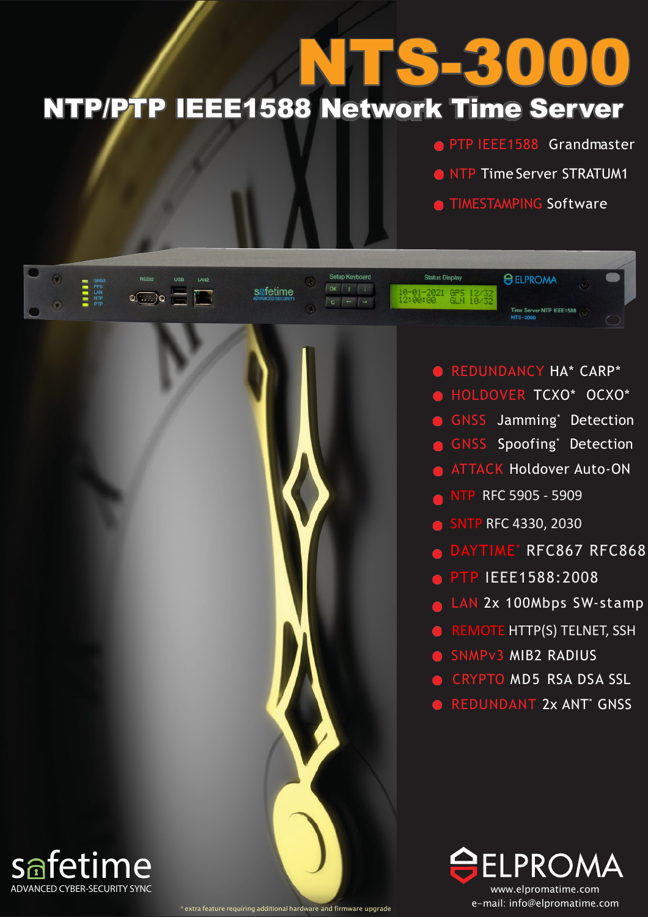# NTS-3000

## NTP/PTP IEEE1588 Network Time Server

- PTP IEEE1588 Grandmaster
- NTP Time Server STRATUM1
- TIMESTAMPING Software

- REDUNDANCY HA* CARP*
- HOLDOVER TCXO* OCXO*
- GNSS Jamming* Detection
- GNSS Spoofing* Detection
- ATTACK Holdover Auto-ON
- NTP RFC 5905 - 5909
- SNTP RFC 4330, 2030
- DAYTIME* RFC867 RFC868
- PTP IEEE1588:2008
- LAN 2x 100Mbps SW-stamp
- REMOTE HTTP(S) TELNET, SSH
- SNMPv3 MIB2 RADIUS
- CRYPTO MD5 RSA DSA SSL
- REDUNDANT 2x ANT* GNSS

safetime
ADVANCED CYBER-SECURITY SYNC

ELPROMA
www.elpromatime.com
e-mail: info@elpromatime.com

* extra feature requiring additional hardware and firmware upgrade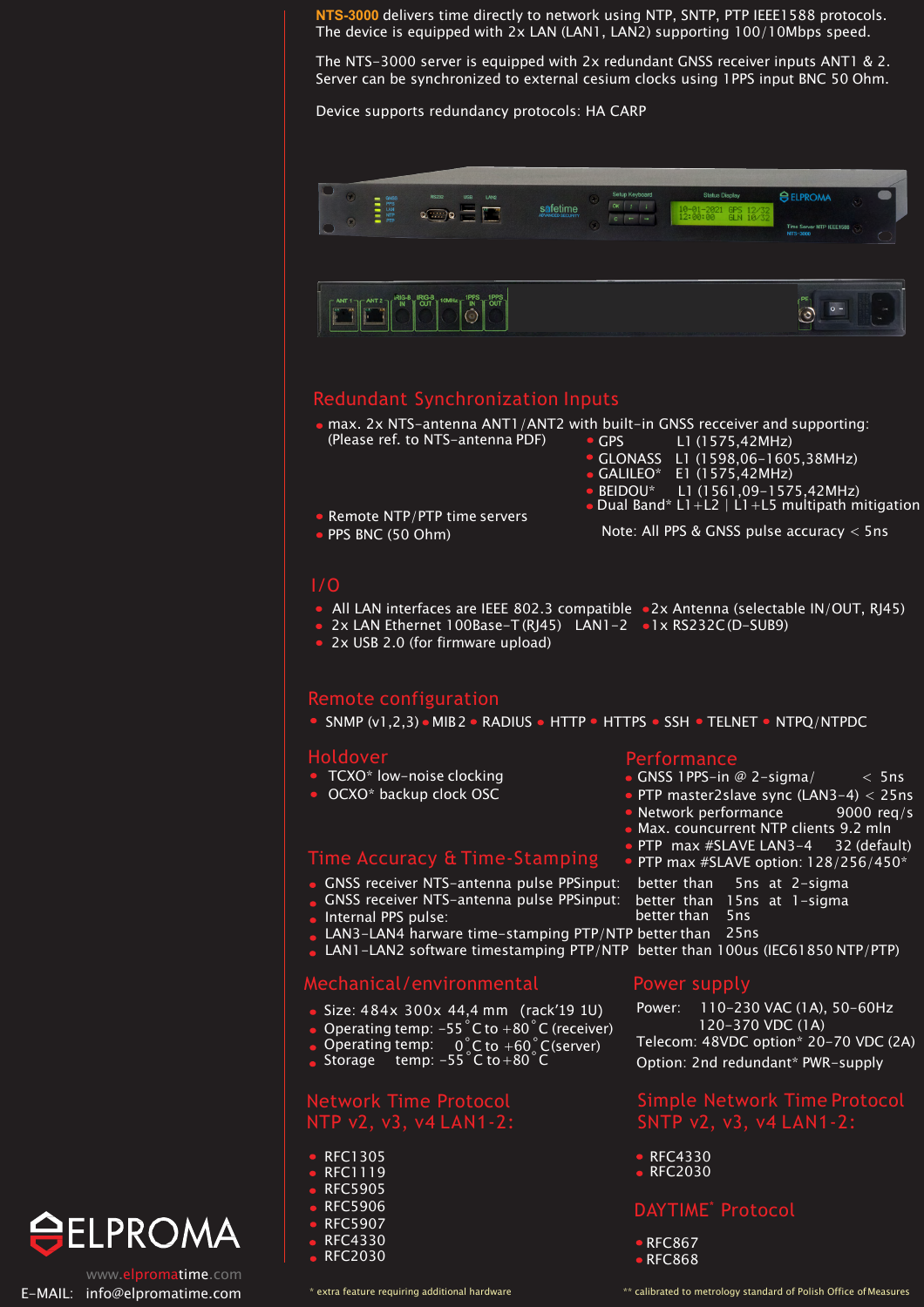**NTS-3000** delivers time directly to network using NTP, SNTP, PTP IEEE1588 protocols. The device is equipped with 2x LAN (LAN1, LAN2) supporting 100/10Mbps speed.

The NTS-3000 server is equipped with 2x redundant GNSS receiver inputs ANT1 & 2. Server can be synchronized to external cesium clocks using 1PPS input BNC 50 Ohm.

Device supports redundancy protocols: HA CARP

## Redundant Synchronization Inputs

- max. 2x NTS-antenna ANT1/ANT2 with built-in GNSS recceiver and supporting: (Please ref. to NTS-antenna PDF)
  - GPS L1 (1575,42MHz)
  - GLONASS L1 (1598,06-1605,38MHz)
  - GALILEO* E1 (1575,42MHz)
  - BEIDOU* L1 (1561,09-1575,42MHz)
  - Dual Band* L1+L2 | L1+L5 multipath mitigation
- Remote NTP/PTP time servers
- PPS BNC (50 Ohm)

Note: All PPS & GNSS pulse accuracy < 5ns

## I/O

- All LAN interfaces are IEEE 802.3 compatible
- 2x LAN Ethernet 100Base-T (RJ45) LAN1-2
- 2x USB 2.0 (for firmware upload)
- 2x Antenna (selectable IN/OUT, RJ45)
- 1x RS232C (D-SUB9)

## Remote configuration

- SNMP (v1,2,3) • MIB2 • RADIUS • HTTP • HTTPS • SSH • TELNET • NTPQ/NTPDC

## Holdover

- TCXO* low-noise clocking
- OCXO* backup clock OSC

## Performance

- GNSS 1PPS-in @ 2-sigma/ < 5ns
- PTP master2slave sync (LAN3-4) < 25ns
- Network performance 9000 req/s
- Max. councurrent NTP clients 9.2 mln
- PTP max #SLAVE LAN3-4 32 (default)
- PTP max #SLAVE option: 128/256/450*

## Time Accuracy & Time-Stamping

- GNSS receiver NTS-antenna pulse PPSinput: better than 5ns at 2-sigma
- GNSS receiver NTS-antenna pulse PPSinput: better than 15ns at 1-sigma
- Internal PPS pulse: better than 5ns
- LAN3-LAN4 harware time-stamping PTP/NTP better than 25ns
- LAN1-LAN2 software timestamping PTP/NTP better than 100us (IEC61850 NTP/PTP)

## Mechanical/environmental

- Size: 484x 300x 44,4 mm (rack'19 1U)
- Operating temp: -55°C to +80°C (receiver)
- Operating temp: 0°C to +60°C (server)
- Storage temp: -55°C to +80°C

## Power supply

Power: 110-230 VAC (1A), 50-60Hz
120-370 VDC (1A)

Telecom: 48VDC option* 20-70 VDC (2A)

Option: 2nd redundant* PWR-supply

## Network Time Protocol NTP v2, v3, v4 LAN1-2:

- RFC1305
- RFC1119
- RFC5905
- RFC5906
- RFC5907
- RFC4330
- RFC2030

## Simple Network Time Protocol SNTP v2, v3, v4 LAN1-2:

- RFC4330
- RFC2030

## DAYTIME* Protocol

- RFC867
- RFC868

ELPROMA

www.elpromatime.com
E-MAIL: info@elpromatime.com

\* extra feature requiring additional hardware

\*\* calibrated to metrology standard of Polish Office of Measures